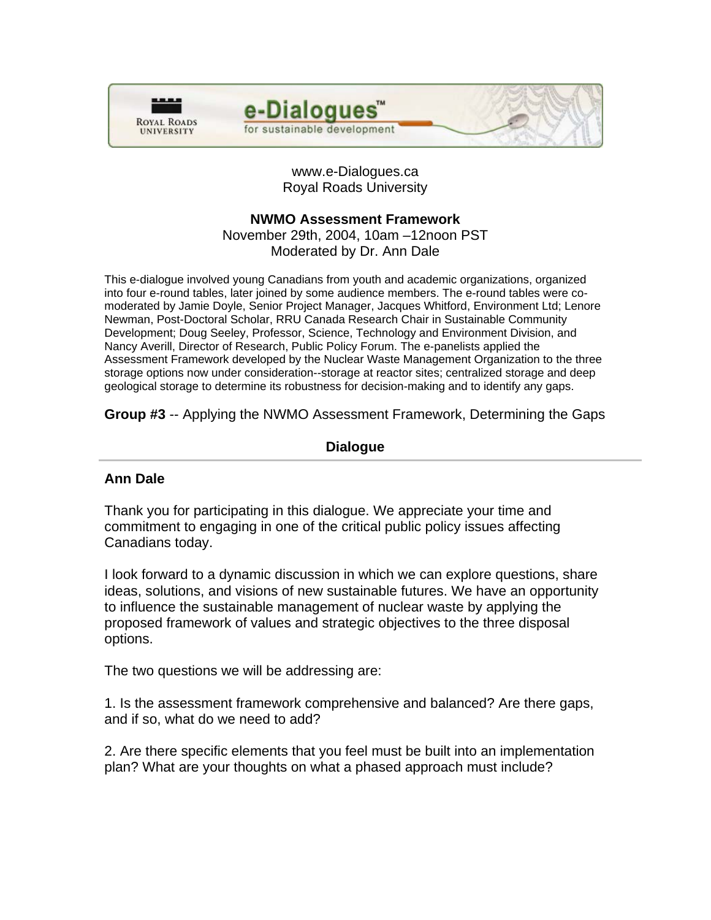www.e-Dialogues.ca
Royal Roads University

**NWMO Assessment Framework**
November 29th, 2004, 10am –12noon PST
Moderated by Dr. Ann Dale

This e-dialogue involved young Canadians from youth and academic organizations, organized into four e-round tables, later joined by some audience members. The e-round tables were co-moderated by Jamie Doyle, Senior Project Manager, Jacques Whitford, Environment Ltd; Lenore Newman, Post-Doctoral Scholar, RRU Canada Research Chair in Sustainable Community Development; Doug Seeley, Professor, Science, Technology and Environment Division, and Nancy Averill, Director of Research, Public Policy Forum. The e-panelists applied the Assessment Framework developed by the Nuclear Waste Management Organization to the three storage options now under consideration--storage at reactor sites; centralized storage and deep geological storage to determine its robustness for decision-making and to identify any gaps.

**Group #3** -- Applying the NWMO Assessment Framework, Determining the Gaps

## Dialogue

### Ann Dale

Thank you for participating in this dialogue. We appreciate your time and commitment to engaging in one of the critical public policy issues affecting Canadians today.

I look forward to a dynamic discussion in which we can explore questions, share ideas, solutions, and visions of new sustainable futures. We have an opportunity to influence the sustainable management of nuclear waste by applying the proposed framework of values and strategic objectives to the three disposal options.

The two questions we will be addressing are:

1. Is the assessment framework comprehensive and balanced? Are there gaps, and if so, what do we need to add?

2. Are there specific elements that you feel must be built into an implementation plan? What are your thoughts on what a phased approach must include?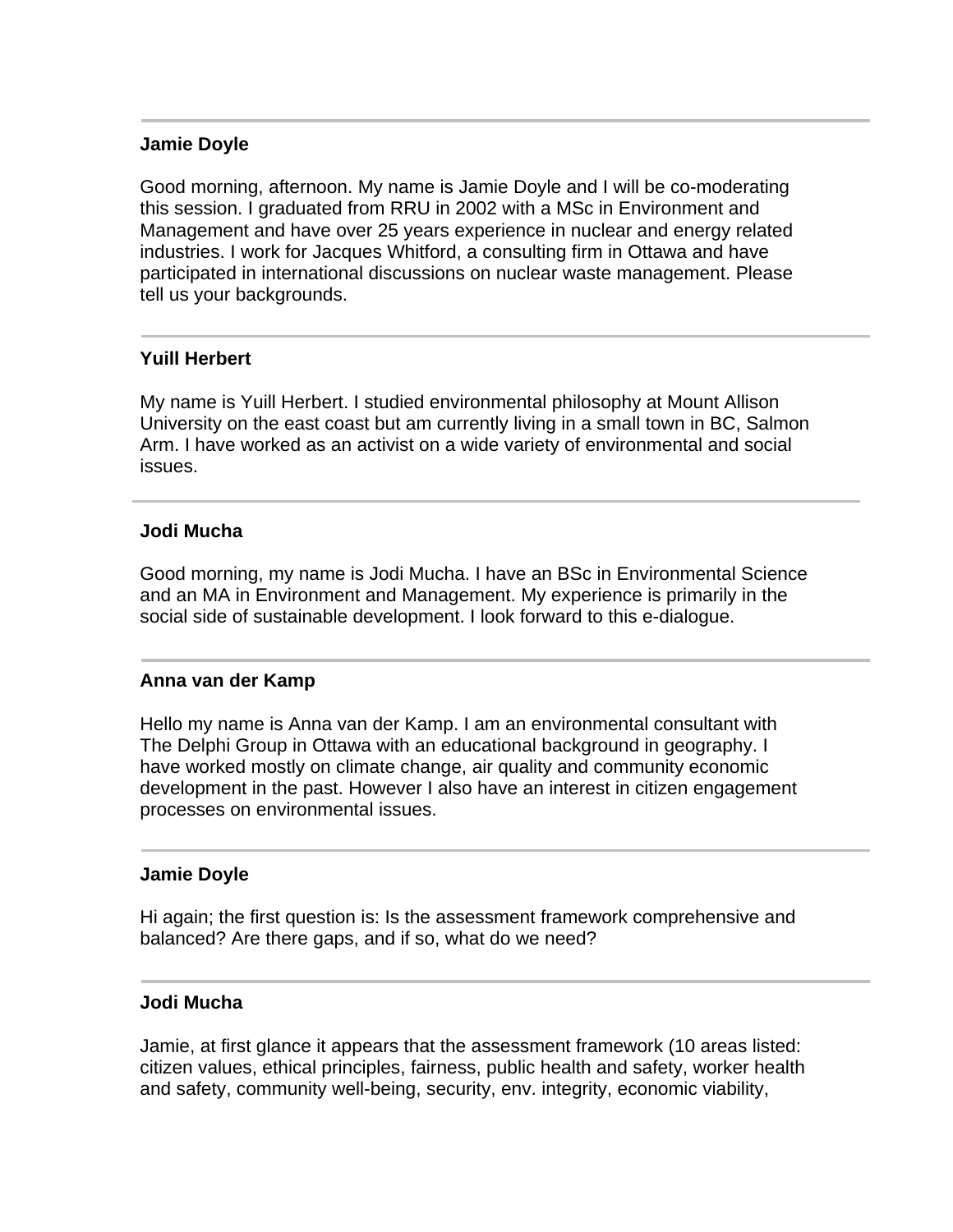---

**Jamie Doyle**

Good morning, afternoon. My name is Jamie Doyle and I will be co-moderating this session. I graduated from RRU in 2002 with a MSc in Environment and Management and have over 25 years experience in nuclear and energy related industries. I work for Jacques Whitford, a consulting firm in Ottawa and have participated in international discussions on nuclear waste management. Please tell us your backgrounds.

---

**Yuill Herbert**

My name is Yuill Herbert. I studied environmental philosophy at Mount Allison University on the east coast but am currently living in a small town in BC, Salmon Arm. I have worked as an activist on a wide variety of environmental and social issues.

---

**Jodi Mucha**

Good morning, my name is Jodi Mucha. I have an BSc in Environmental Science and an MA in Environment and Management. My experience is primarily in the social side of sustainable development. I look forward to this e-dialogue.

---

**Anna van der Kamp**

Hello my name is Anna van der Kamp. I am an environmental consultant with The Delphi Group in Ottawa with an educational background in geography. I have worked mostly on climate change, air quality and community economic development in the past. However I also have an interest in citizen engagement processes on environmental issues.

---

**Jamie Doyle**

Hi again; the first question is: Is the assessment framework comprehensive and balanced? Are there gaps, and if so, what do we need?

---

**Jodi Mucha**

Jamie, at first glance it appears that the assessment framework (10 areas listed: citizen values, ethical principles, fairness, public health and safety, worker health and safety, community well-being, security, env. integrity, economic viability,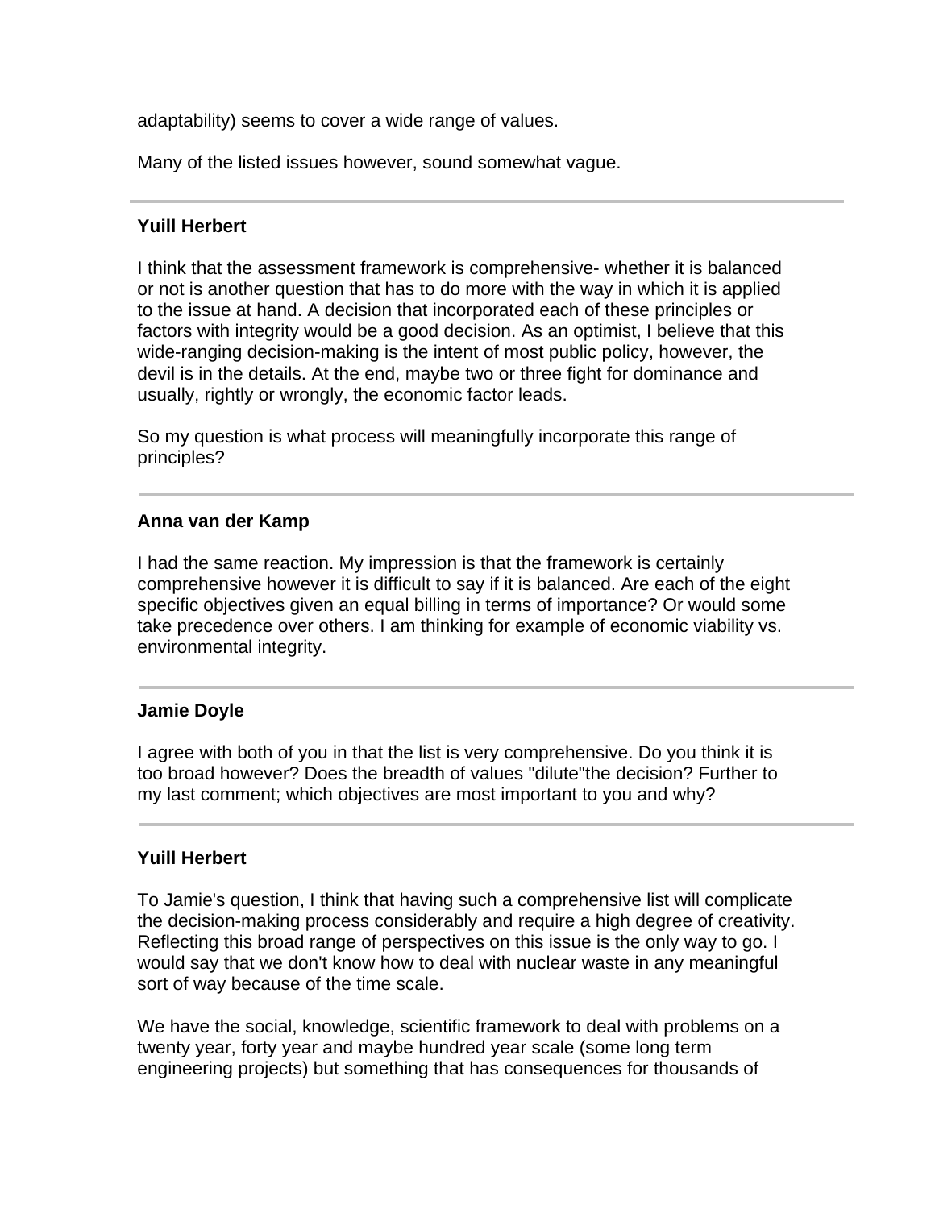adaptability) seems to cover a wide range of values.

Many of the listed issues however, sound somewhat vague.

---

**Yuill Herbert**

I think that the assessment framework is comprehensive- whether it is balanced or not is another question that has to do more with the way in which it is applied to the issue at hand. A decision that incorporated each of these principles or factors with integrity would be a good decision. As an optimist, I believe that this wide-ranging decision-making is the intent of most public policy, however, the devil is in the details. At the end, maybe two or three fight for dominance and usually, rightly or wrongly, the economic factor leads.

So my question is what process will meaningfully incorporate this range of principles?

---

**Anna van der Kamp**

I had the same reaction. My impression is that the framework is certainly comprehensive however it is difficult to say if it is balanced. Are each of the eight specific objectives given an equal billing in terms of importance? Or would some take precedence over others. I am thinking for example of economic viability vs. environmental integrity.

---

**Jamie Doyle**

I agree with both of you in that the list is very comprehensive. Do you think it is too broad however? Does the breadth of values "dilute"the decision? Further to my last comment; which objectives are most important to you and why?

---

**Yuill Herbert**

To Jamie's question, I think that having such a comprehensive list will complicate the decision-making process considerably and require a high degree of creativity. Reflecting this broad range of perspectives on this issue is the only way to go. I would say that we don't know how to deal with nuclear waste in any meaningful sort of way because of the time scale.

We have the social, knowledge, scientific framework to deal with problems on a twenty year, forty year and maybe hundred year scale (some long term engineering projects) but something that has consequences for thousands of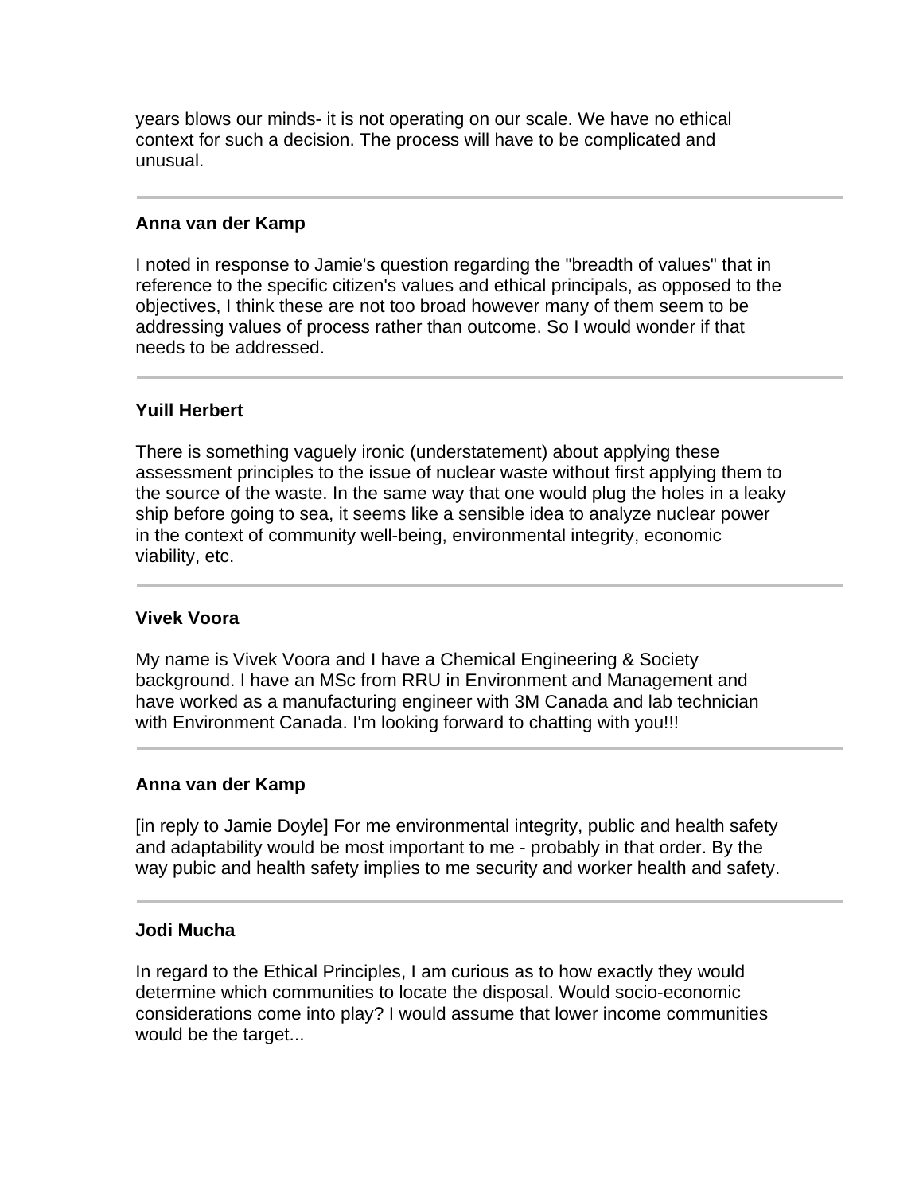years blows our minds- it is not operating on our scale. We have no ethical context for such a decision. The process will have to be complicated and unusual.

---

**Anna van der Kamp**

I noted in response to Jamie's question regarding the "breadth of values" that in reference to the specific citizen's values and ethical principals, as opposed to the objectives, I think these are not too broad however many of them seem to be addressing values of process rather than outcome. So I would wonder if that needs to be addressed.

---

**Yuill Herbert**

There is something vaguely ironic (understatement) about applying these assessment principles to the issue of nuclear waste without first applying them to the source of the waste. In the same way that one would plug the holes in a leaky ship before going to sea, it seems like a sensible idea to analyze nuclear power in the context of community well-being, environmental integrity, economic viability, etc.

---

**Vivek Voora**

My name is Vivek Voora and I have a Chemical Engineering & Society background. I have an MSc from RRU in Environment and Management and have worked as a manufacturing engineer with 3M Canada and lab technician with Environment Canada. I'm looking forward to chatting with you!!!

---

**Anna van der Kamp**

[in reply to Jamie Doyle] For me environmental integrity, public and health safety and adaptability would be most important to me - probably in that order. By the way pubic and health safety implies to me security and worker health and safety.

---

**Jodi Mucha**

In regard to the Ethical Principles, I am curious as to how exactly they would determine which communities to locate the disposal. Would socio-economic considerations come into play? I would assume that lower income communities would be the target...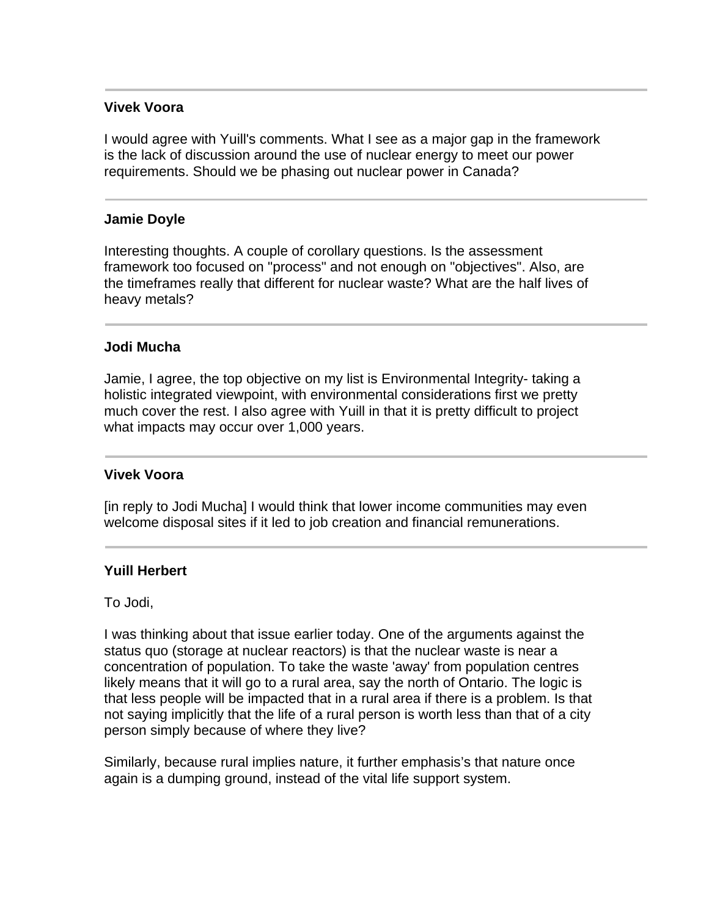---

**Vivek Voora**

I would agree with Yuill's comments. What I see as a major gap in the framework is the lack of discussion around the use of nuclear energy to meet our power requirements. Should we be phasing out nuclear power in Canada?

---

**Jamie Doyle**

Interesting thoughts. A couple of corollary questions. Is the assessment framework too focused on "process" and not enough on "objectives". Also, are the timeframes really that different for nuclear waste? What are the half lives of heavy metals?

---

**Jodi Mucha**

Jamie, I agree, the top objective on my list is Environmental Integrity- taking a holistic integrated viewpoint, with environmental considerations first we pretty much cover the rest. I also agree with Yuill in that it is pretty difficult to project what impacts may occur over 1,000 years.

---

**Vivek Voora**

[in reply to Jodi Mucha] I would think that lower income communities may even welcome disposal sites if it led to job creation and financial remunerations.

---

**Yuill Herbert**

To Jodi,

I was thinking about that issue earlier today. One of the arguments against the status quo (storage at nuclear reactors) is that the nuclear waste is near a concentration of population. To take the waste 'away' from population centres likely means that it will go to a rural area, say the north of Ontario. The logic is that less people will be impacted that in a rural area if there is a problem. Is that not saying implicitly that the life of a rural person is worth less than that of a city person simply because of where they live?

Similarly, because rural implies nature, it further emphasis's that nature once again is a dumping ground, instead of the vital life support system.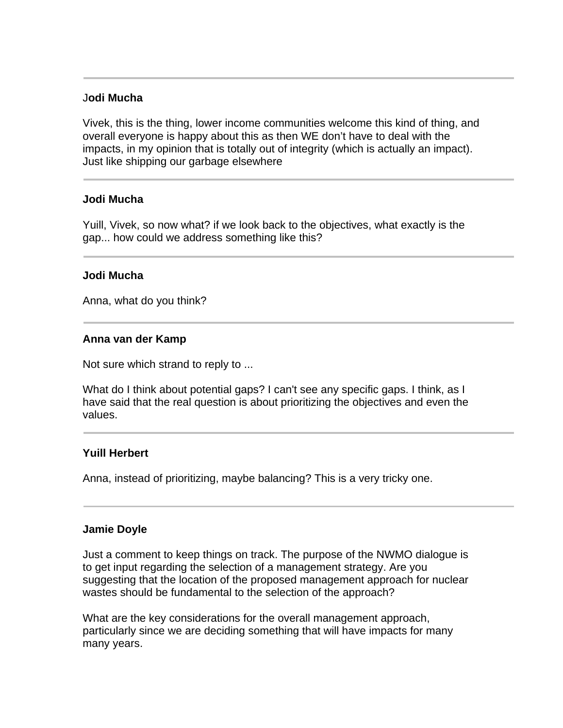---

**Jodi Mucha**

Vivek, this is the thing, lower income communities welcome this kind of thing, and overall everyone is happy about this as then WE don't have to deal with the impacts, in my opinion that is totally out of integrity (which is actually an impact). Just like shipping our garbage elsewhere

---

**Jodi Mucha**

Yuill, Vivek, so now what? if we look back to the objectives, what exactly is the gap... how could we address something like this?

---

**Jodi Mucha**

Anna, what do you think?

---

**Anna van der Kamp**

Not sure which strand to reply to ...

What do I think about potential gaps? I can't see any specific gaps. I think, as I have said that the real question is about prioritizing the objectives and even the values.

---

**Yuill Herbert**

Anna, instead of prioritizing, maybe balancing? This is a very tricky one.

---

**Jamie Doyle**

Just a comment to keep things on track. The purpose of the NWMO dialogue is to get input regarding the selection of a management strategy. Are you suggesting that the location of the proposed management approach for nuclear wastes should be fundamental to the selection of the approach?

What are the key considerations for the overall management approach, particularly since we are deciding something that will have impacts for many many years.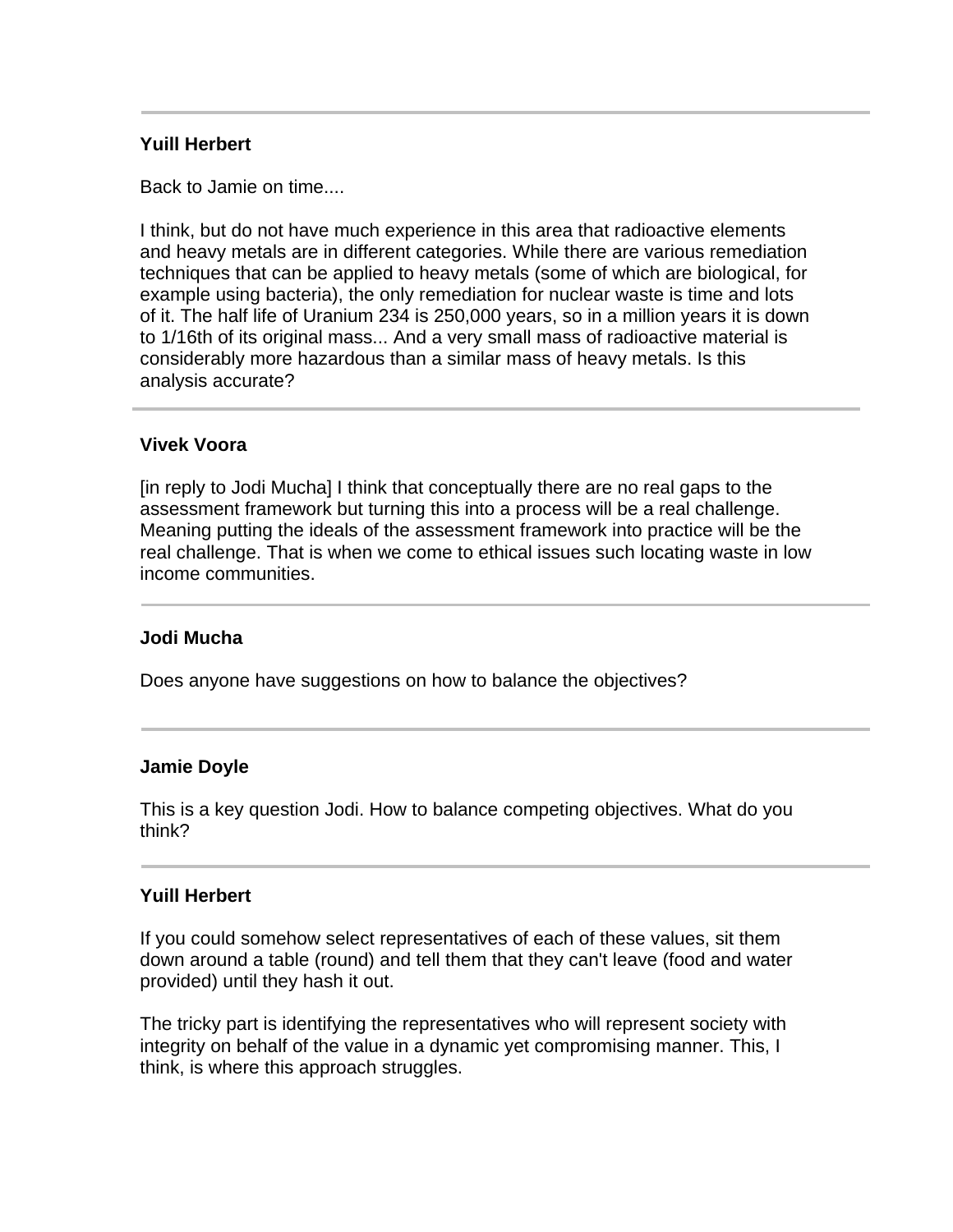---

**Yuill Herbert**

Back to Jamie on time....

I think, but do not have much experience in this area that radioactive elements and heavy metals are in different categories. While there are various remediation techniques that can be applied to heavy metals (some of which are biological, for example using bacteria), the only remediation for nuclear waste is time and lots of it. The half life of Uranium 234 is 250,000 years, so in a million years it is down to 1/16th of its original mass... And a very small mass of radioactive material is considerably more hazardous than a similar mass of heavy metals. Is this analysis accurate?

---

**Vivek Voora**

[in reply to Jodi Mucha] I think that conceptually there are no real gaps to the assessment framework but turning this into a process will be a real challenge. Meaning putting the ideals of the assessment framework into practice will be the real challenge. That is when we come to ethical issues such locating waste in low income communities.

---

**Jodi Mucha**

Does anyone have suggestions on how to balance the objectives?

---

**Jamie Doyle**

This is a key question Jodi. How to balance competing objectives. What do you think?

---

**Yuill Herbert**

If you could somehow select representatives of each of these values, sit them down around a table (round) and tell them that they can't leave (food and water provided) until they hash it out.

The tricky part is identifying the representatives who will represent society with integrity on behalf of the value in a dynamic yet compromising manner. This, I think, is where this approach struggles.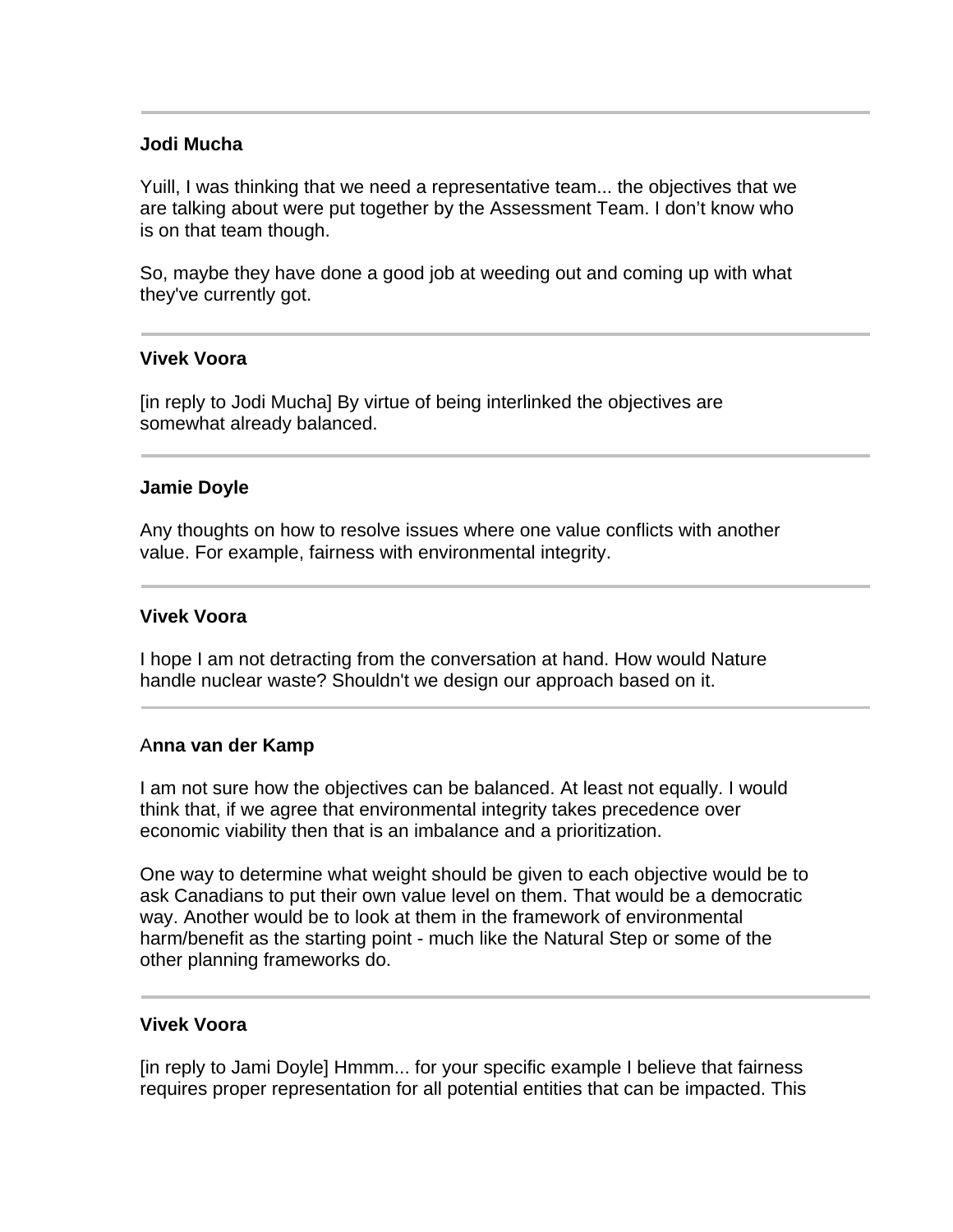---

**Jodi Mucha**

Yuill, I was thinking that we need a representative team... the objectives that we are talking about were put together by the Assessment Team. I don't know who is on that team though.

So, maybe they have done a good job at weeding out and coming up with what they've currently got.

---

**Vivek Voora**

[in reply to Jodi Mucha] By virtue of being interlinked the objectives are somewhat already balanced.

---

**Jamie Doyle**

Any thoughts on how to resolve issues where one value conflicts with another value. For example, fairness with environmental integrity.

---

**Vivek Voora**

I hope I am not detracting from the conversation at hand. How would Nature handle nuclear waste? Shouldn't we design our approach based on it.

---

A**nna van der Kamp**

I am not sure how the objectives can be balanced. At least not equally. I would think that, if we agree that environmental integrity takes precedence over economic viability then that is an imbalance and a prioritization.

One way to determine what weight should be given to each objective would be to ask Canadians to put their own value level on them. That would be a democratic way. Another would be to look at them in the framework of environmental harm/benefit as the starting point - much like the Natural Step or some of the other planning frameworks do.

---

**Vivek Voora**

[in reply to Jami Doyle] Hmmm... for your specific example I believe that fairness requires proper representation for all potential entities that can be impacted. This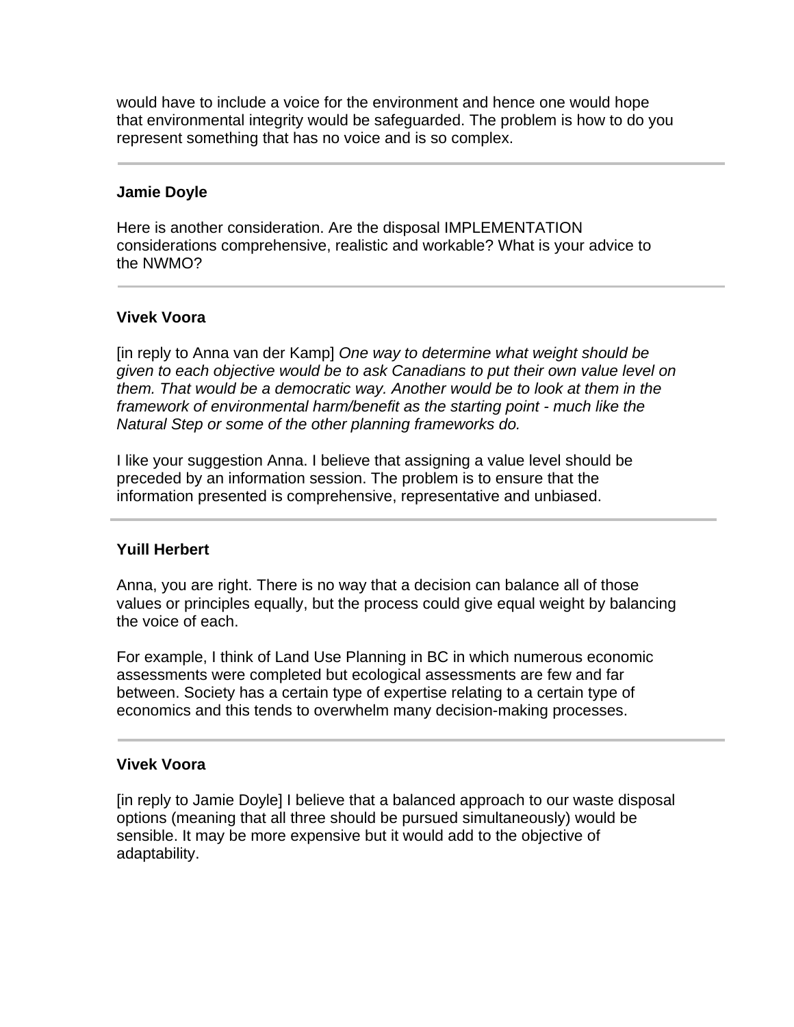would have to include a voice for the environment and hence one would hope that environmental integrity would be safeguarded. The problem is how to do you represent something that has no voice and is so complex.

---

**Jamie Doyle**

Here is another consideration. Are the disposal IMPLEMENTATION considerations comprehensive, realistic and workable? What is your advice to the NWMO?

---

**Vivek Voora**

[in reply to Anna van der Kamp] *One way to determine what weight should be given to each objective would be to ask Canadians to put their own value level on them. That would be a democratic way. Another would be to look at them in the framework of environmental harm/benefit as the starting point - much like the Natural Step or some of the other planning frameworks do.*

I like your suggestion Anna. I believe that assigning a value level should be preceded by an information session. The problem is to ensure that the information presented is comprehensive, representative and unbiased.

---

**Yuill Herbert**

Anna, you are right. There is no way that a decision can balance all of those values or principles equally, but the process could give equal weight by balancing the voice of each.

For example, I think of Land Use Planning in BC in which numerous economic assessments were completed but ecological assessments are few and far between. Society has a certain type of expertise relating to a certain type of economics and this tends to overwhelm many decision-making processes.

---

**Vivek Voora**

[in reply to Jamie Doyle] I believe that a balanced approach to our waste disposal options (meaning that all three should be pursued simultaneously) would be sensible. It may be more expensive but it would add to the objective of adaptability.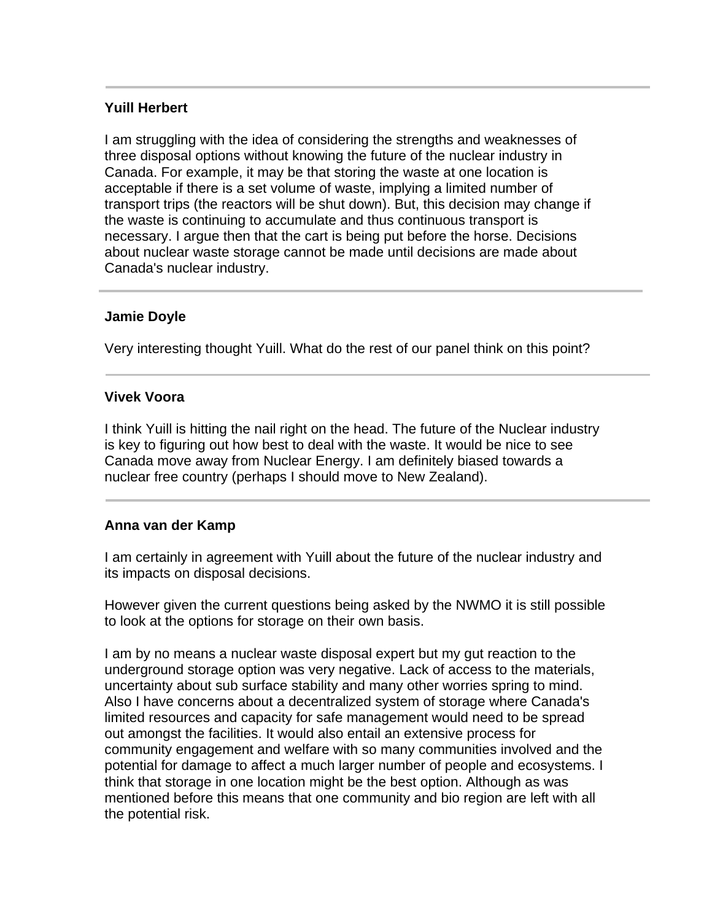---

**Yuill Herbert**

I am struggling with the idea of considering the strengths and weaknesses of three disposal options without knowing the future of the nuclear industry in Canada. For example, it may be that storing the waste at one location is acceptable if there is a set volume of waste, implying a limited number of transport trips (the reactors will be shut down). But, this decision may change if the waste is continuing to accumulate and thus continuous transport is necessary. I argue then that the cart is being put before the horse. Decisions about nuclear waste storage cannot be made until decisions are made about Canada's nuclear industry.

---

**Jamie Doyle**

Very interesting thought Yuill. What do the rest of our panel think on this point?

---

**Vivek Voora**

I think Yuill is hitting the nail right on the head. The future of the Nuclear industry is key to figuring out how best to deal with the waste. It would be nice to see Canada move away from Nuclear Energy. I am definitely biased towards a nuclear free country (perhaps I should move to New Zealand).

---

**Anna van der Kamp**

I am certainly in agreement with Yuill about the future of the nuclear industry and its impacts on disposal decisions.

However given the current questions being asked by the NWMO it is still possible to look at the options for storage on their own basis.

I am by no means a nuclear waste disposal expert but my gut reaction to the underground storage option was very negative. Lack of access to the materials, uncertainty about sub surface stability and many other worries spring to mind. Also I have concerns about a decentralized system of storage where Canada's limited resources and capacity for safe management would need to be spread out amongst the facilities. It would also entail an extensive process for community engagement and welfare with so many communities involved and the potential for damage to affect a much larger number of people and ecosystems. I think that storage in one location might be the best option. Although as was mentioned before this means that one community and bio region are left with all the potential risk.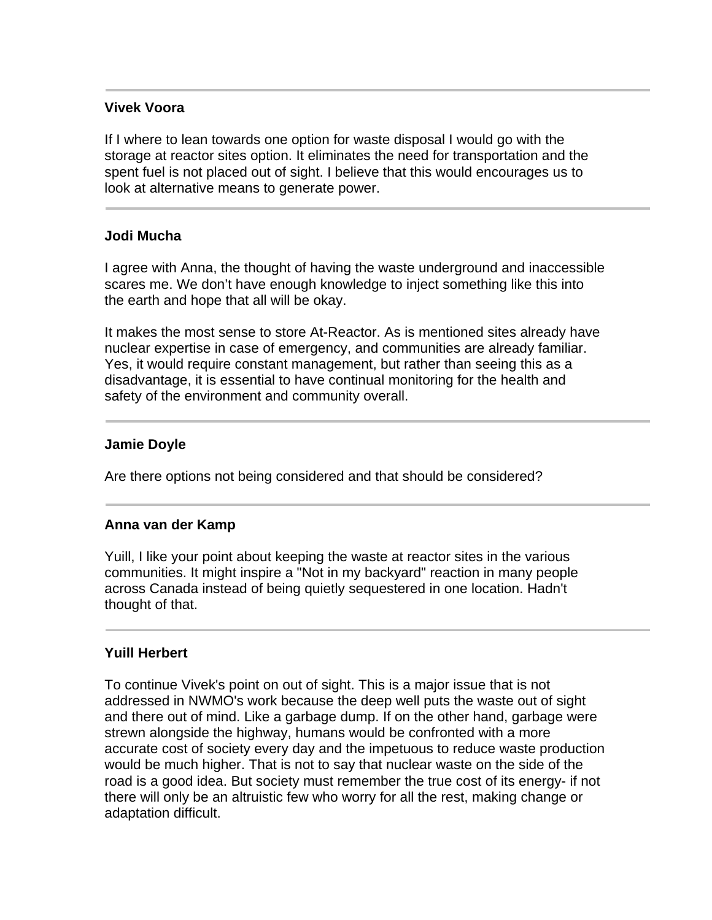---

**Vivek Voora**

If I where to lean towards one option for waste disposal I would go with the storage at reactor sites option. It eliminates the need for transportation and the spent fuel is not placed out of sight. I believe that this would encourages us to look at alternative means to generate power.

---

**Jodi Mucha**

I agree with Anna, the thought of having the waste underground and inaccessible scares me. We don't have enough knowledge to inject something like this into the earth and hope that all will be okay.

It makes the most sense to store At-Reactor. As is mentioned sites already have nuclear expertise in case of emergency, and communities are already familiar. Yes, it would require constant management, but rather than seeing this as a disadvantage, it is essential to have continual monitoring for the health and safety of the environment and community overall.

---

**Jamie Doyle**

Are there options not being considered and that should be considered?

---

**Anna van der Kamp**

Yuill, I like your point about keeping the waste at reactor sites in the various communities. It might inspire a "Not in my backyard" reaction in many people across Canada instead of being quietly sequestered in one location. Hadn't thought of that.

---

**Yuill Herbert**

To continue Vivek's point on out of sight. This is a major issue that is not addressed in NWMO's work because the deep well puts the waste out of sight and there out of mind. Like a garbage dump. If on the other hand, garbage were strewn alongside the highway, humans would be confronted with a more accurate cost of society every day and the impetuous to reduce waste production would be much higher. That is not to say that nuclear waste on the side of the road is a good idea. But society must remember the true cost of its energy- if not there will only be an altruistic few who worry for all the rest, making change or adaptation difficult.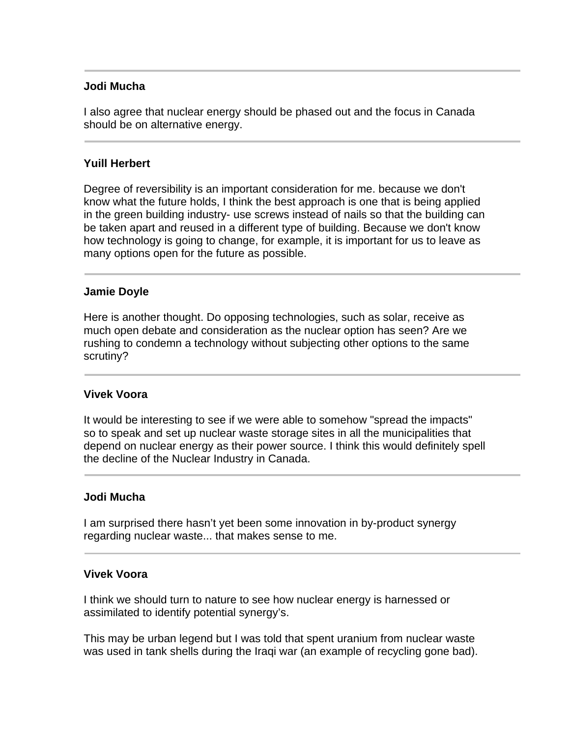---

**Jodi Mucha**

I also agree that nuclear energy should be phased out and the focus in Canada should be on alternative energy.

---

**Yuill Herbert**

Degree of reversibility is an important consideration for me. because we don't know what the future holds, I think the best approach is one that is being applied in the green building industry- use screws instead of nails so that the building can be taken apart and reused in a different type of building. Because we don't know how technology is going to change, for example, it is important for us to leave as many options open for the future as possible.

---

**Jamie Doyle**

Here is another thought. Do opposing technologies, such as solar, receive as much open debate and consideration as the nuclear option has seen? Are we rushing to condemn a technology without subjecting other options to the same scrutiny?

---

**Vivek Voora**

It would be interesting to see if we were able to somehow "spread the impacts" so to speak and set up nuclear waste storage sites in all the municipalities that depend on nuclear energy as their power source. I think this would definitely spell the decline of the Nuclear Industry in Canada.

---

**Jodi Mucha**

I am surprised there hasn't yet been some innovation in by-product synergy regarding nuclear waste... that makes sense to me.

---

**Vivek Voora**

I think we should turn to nature to see how nuclear energy is harnessed or assimilated to identify potential synergy's.

This may be urban legend but I was told that spent uranium from nuclear waste was used in tank shells during the Iraqi war (an example of recycling gone bad).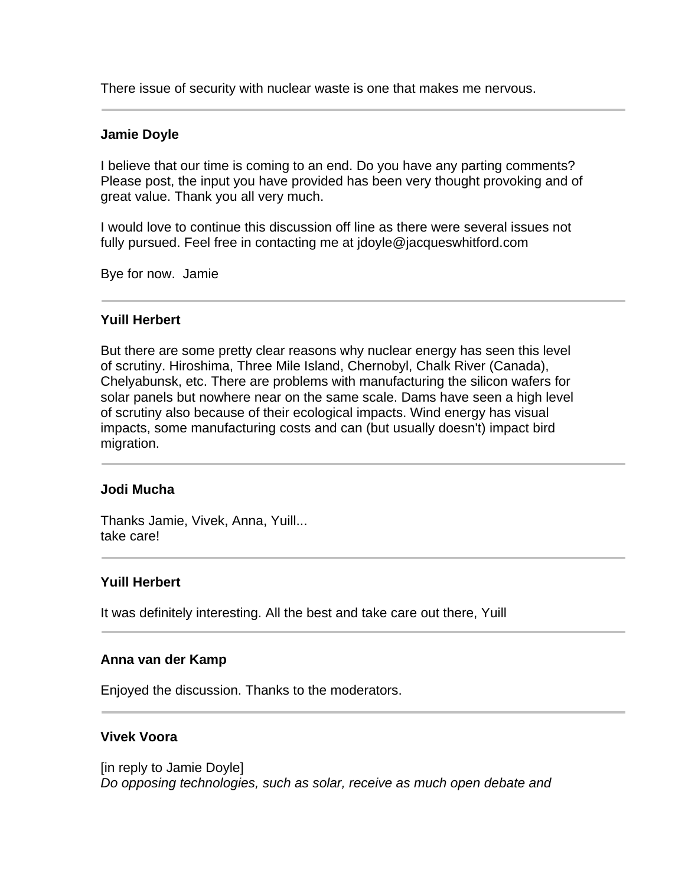There issue of security with nuclear waste is one that makes me nervous.

---

**Jamie Doyle**

I believe that our time is coming to an end. Do you have any parting comments? Please post, the input you have provided has been very thought provoking and of great value. Thank you all very much.

I would love to continue this discussion off line as there were several issues not fully pursued. Feel free in contacting me at jdoyle@jacqueswhitford.com

Bye for now.  Jamie

---

**Yuill Herbert**

But there are some pretty clear reasons why nuclear energy has seen this level of scrutiny. Hiroshima, Three Mile Island, Chernobyl, Chalk River (Canada), Chelyabunsk, etc. There are problems with manufacturing the silicon wafers for solar panels but nowhere near on the same scale. Dams have seen a high level of scrutiny also because of their ecological impacts. Wind energy has visual impacts, some manufacturing costs and can (but usually doesn't) impact bird migration.

---

**Jodi Mucha**

Thanks Jamie, Vivek, Anna, Yuill...
take care!

---

**Yuill Herbert**

It was definitely interesting. All the best and take care out there, Yuill

---

**Anna van der Kamp**

Enjoyed the discussion. Thanks to the moderators.

---

**Vivek Voora**

[in reply to Jamie Doyle]
*Do opposing technologies, such as solar, receive as much open debate and*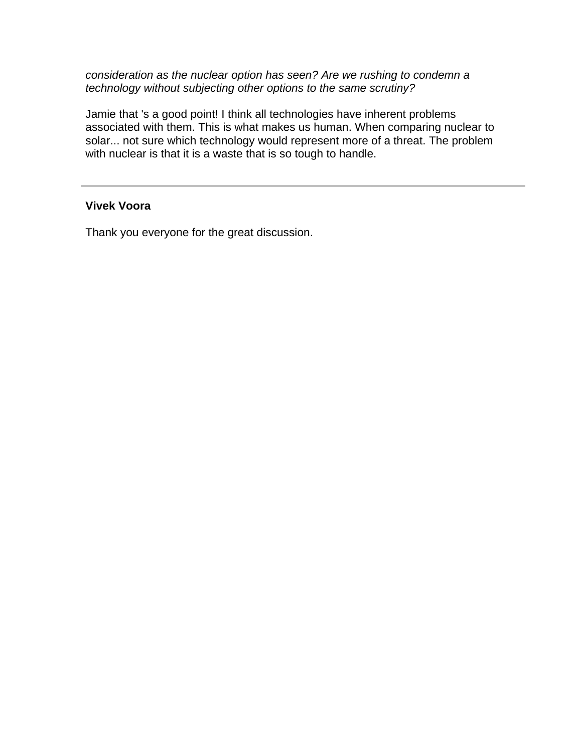*consideration as the nuclear option has seen? Are we rushing to condemn a technology without subjecting other options to the same scrutiny?*

Jamie that 's a good point! I think all technologies have inherent problems associated with them. This is what makes us human. When comparing nuclear to solar... not sure which technology would represent more of a threat. The problem with nuclear is that it is a waste that is so tough to handle.

---

**Vivek Voora**

Thank you everyone for the great discussion.